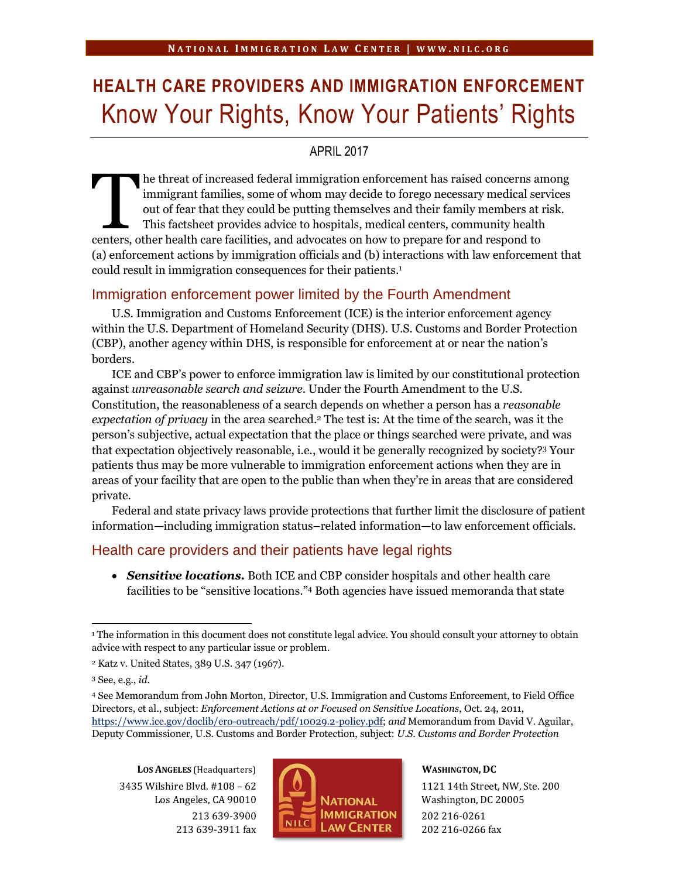# HEALTH CARE PROVIDERS AND IMMIGRATION ENFORCEMENT

## Know Your Rights, Know Your Patients' Rights

APRIL 2017

The threat of increased federal immigration enforcement has raised concerns among immigrant families, some of whom may decide to forego necessary medical services out of fear that they could be putting themselves and their family members at risk. This factsheet provides advice to hospitals, medical centers, community health centers, other health care facilities, and advocates on how to prepare for and respond to (a) enforcement actions by immigration officials and (b) interactions with law enforcement that could result in immigration consequences for their patients.[1]

## Immigration enforcement power limited by the Fourth Amendment

U.S. Immigration and Customs Enforcement (ICE) is the interior enforcement agency within the U.S. Department of Homeland Security (DHS). U.S. Customs and Border Protection (CBP), another agency within DHS, is responsible for enforcement at or near the nation's borders.

ICE and CBP's power to enforce immigration law is limited by our constitutional protection against *unreasonable search and seizure*. Under the Fourth Amendment to the U.S. Constitution, the reasonableness of a search depends on whether a person has a *reasonable expectation of privacy* in the area searched.[2] The test is: At the time of the search, was it the person's subjective, actual expectation that the place or things searched were private, and was that expectation objectively reasonable, i.e., would it be generally recognized by society?[3] Your patients thus may be more vulnerable to immigration enforcement actions when they are in areas of your facility that are open to the public than when they're in areas that are considered private.

Federal and state privacy laws provide protections that further limit the disclosure of patient information—including immigration status–related information—to law enforcement officials.

## Health care providers and their patients have legal rights

- ***Sensitive locations.*** Both ICE and CBP consider hospitals and other health care facilities to be "sensitive locations."[4] Both agencies have issued memoranda that state

---

[1] The information in this document does not constitute legal advice. You should consult your attorney to obtain advice with respect to any particular issue or problem.

[2] Katz v. United States, 389 U.S. 347 (1967).

[3] See, e.g., *id.*

[4] See Memorandum from John Morton, Director, U.S. Immigration and Customs Enforcement, to Field Office Directors, et al., subject: *Enforcement Actions at or Focused on Sensitive Locations*, Oct. 24, 2011, https://www.ice.gov/doclib/ero-outreach/pdf/10029.2-policy.pdf; *and* Memorandum from David V. Aguilar, Deputy Commissioner, U.S. Customs and Border Protection, subject: *U.S. Customs and Border Protection*

**LOS ANGELES** (Headquarters)
3435 Wilshire Blvd. #108 – 62
Los Angeles, CA 90010
213 639-3900
213 639-3911 fax

**WASHINGTON, DC**
1121 14th Street, NW, Ste. 200
Washington, DC 20005
202 216-0261
202 216-0266 fax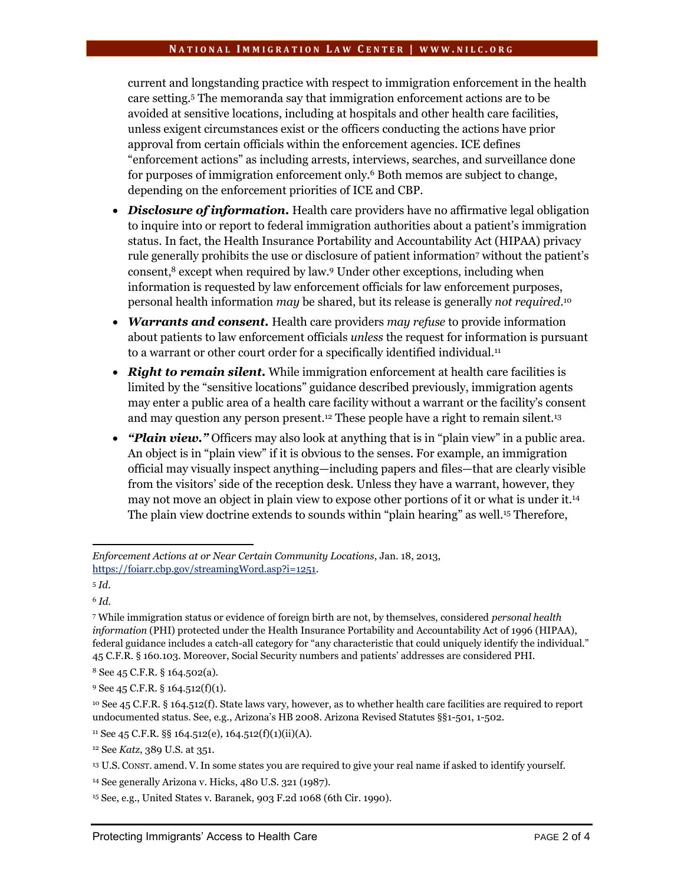current and longstanding practice with respect to immigration enforcement in the health care setting.[5] The memoranda say that immigration enforcement actions are to be avoided at sensitive locations, including at hospitals and other health care facilities, unless exigent circumstances exist or the officers conducting the actions have prior approval from certain officials within the enforcement agencies. ICE defines "enforcement actions" as including arrests, interviews, searches, and surveillance done for purposes of immigration enforcement only.[6] Both memos are subject to change, depending on the enforcement priorities of ICE and CBP.

- ***Disclosure of information.*** Health care providers have no affirmative legal obligation to inquire into or report to federal immigration authorities about a patient's immigration status. In fact, the Health Insurance Portability and Accountability Act (HIPAA) privacy rule generally prohibits the use or disclosure of patient information[7] without the patient's consent,[8] except when required by law.[9] Under other exceptions, including when information is requested by law enforcement officials for law enforcement purposes, personal health information *may* be shared, but its release is generally *not required*.[10]
- ***Warrants and consent.*** Health care providers *may refuse* to provide information about patients to law enforcement officials *unless* the request for information is pursuant to a warrant or other court order for a specifically identified individual.[11]
- ***Right to remain silent.*** While immigration enforcement at health care facilities is limited by the "sensitive locations" guidance described previously, immigration agents may enter a public area of a health care facility without a warrant or the facility's consent and may question any person present.[12] These people have a right to remain silent.[13]
- ***"Plain view."*** Officers may also look at anything that is in "plain view" in a public area. An object is in "plain view" if it is obvious to the senses. For example, an immigration official may visually inspect anything—including papers and files—that are clearly visible from the visitors' side of the reception desk. Unless they have a warrant, however, they may not move an object in plain view to expose other portions of it or what is under it.[14] The plain view doctrine extends to sounds within "plain hearing" as well.[15] Therefore,

---

*Enforcement Actions at or Near Certain Community Locations*, Jan. 18, 2013, https://foiarr.cbp.gov/streamingWord.asp?i=1251.

[5] *Id.*

[6] *Id.*

[7] While immigration status or evidence of foreign birth are not, by themselves, considered *personal health information* (PHI) protected under the Health Insurance Portability and Accountability Act of 1996 (HIPAA), federal guidance includes a catch-all category for "any characteristic that could uniquely identify the individual." 45 C.F.R. § 160.103. Moreover, Social Security numbers and patients' addresses are considered PHI.

[8] See 45 C.F.R. § 164.502(a).

[9] See 45 C.F.R. § 164.512(f)(1).

[10] See 45 C.F.R. § 164.512(f). State laws vary, however, as to whether health care facilities are required to report undocumented status. See, e.g., Arizona's HB 2008. Arizona Revised Statutes §§1-501, 1-502.

[11] See 45 C.F.R. §§ 164.512(e), 164.512(f)(1)(ii)(A).

[12] See *Katz*, 389 U.S. at 351.

[13] U.S. CONST. amend. V. In some states you are required to give your real name if asked to identify yourself.

[14] See generally Arizona v. Hicks, 480 U.S. 321 (1987).

[15] See, e.g., United States v. Baranek, 903 F.2d 1068 (6th Cir. 1990).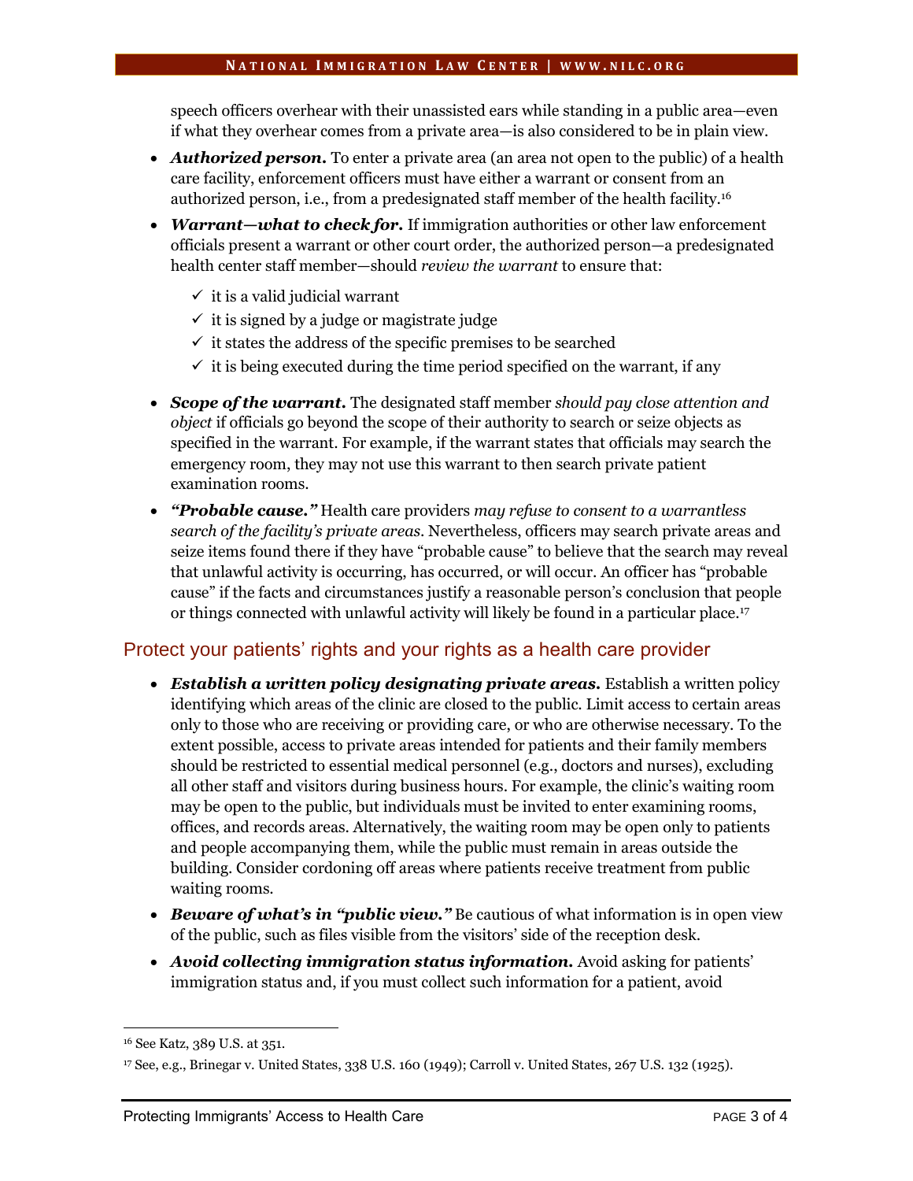speech officers overhear with their unassisted ears while standing in a public area—even if what they overhear comes from a private area—is also considered to be in plain view.

- ***Authorized person.*** To enter a private area (an area not open to the public) of a health care facility, enforcement officers must have either a warrant or consent from an authorized person, i.e., from a predesignated staff member of the health facility.[16]
- ***Warrant—what to check for.*** If immigration authorities or other law enforcement officials present a warrant or other court order, the authorized person—a predesignated health center staff member—should *review the warrant* to ensure that:
  - ✓ it is a valid judicial warrant
  - ✓ it is signed by a judge or magistrate judge
  - ✓ it states the address of the specific premises to be searched
  - ✓ it is being executed during the time period specified on the warrant, if any
- ***Scope of the warrant.*** The designated staff member *should pay close attention and object* if officials go beyond the scope of their authority to search or seize objects as specified in the warrant. For example, if the warrant states that officials may search the emergency room, they may not use this warrant to then search private patient examination rooms.
- ***"Probable cause."*** Health care providers *may refuse to consent to a warrantless search of the facility's private areas*. Nevertheless, officers may search private areas and seize items found there if they have "probable cause" to believe that the search may reveal that unlawful activity is occurring, has occurred, or will occur. An officer has "probable cause" if the facts and circumstances justify a reasonable person's conclusion that people or things connected with unlawful activity will likely be found in a particular place.[17]

## Protect your patients' rights and your rights as a health care provider

- ***Establish a written policy designating private areas.*** Establish a written policy identifying which areas of the clinic are closed to the public. Limit access to certain areas only to those who are receiving or providing care, or who are otherwise necessary. To the extent possible, access to private areas intended for patients and their family members should be restricted to essential medical personnel (e.g., doctors and nurses), excluding all other staff and visitors during business hours. For example, the clinic's waiting room may be open to the public, but individuals must be invited to enter examining rooms, offices, and records areas. Alternatively, the waiting room may be open only to patients and people accompanying them, while the public must remain in areas outside the building. Consider cordoning off areas where patients receive treatment from public waiting rooms.
- ***Beware of what's in "public view."*** Be cautious of what information is in open view of the public, such as files visible from the visitors' side of the reception desk.
- ***Avoid collecting immigration status information.*** Avoid asking for patients' immigration status and, if you must collect such information for a patient, avoid

---

[16] See Katz, 389 U.S. at 351.

[17] See, e.g., Brinegar v. United States, 338 U.S. 160 (1949); Carroll v. United States, 267 U.S. 132 (1925).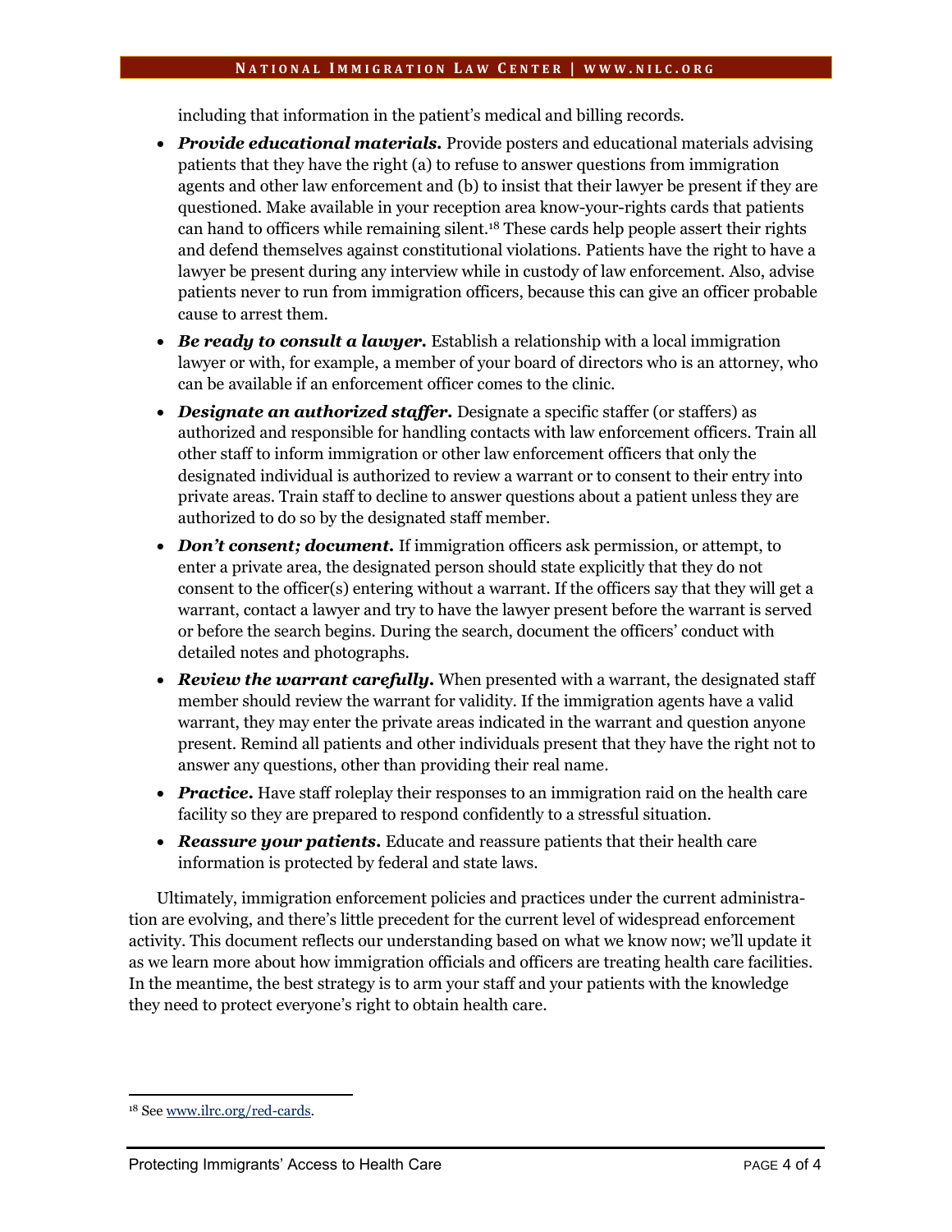including that information in the patient's medical and billing records.

- ***Provide educational materials.*** Provide posters and educational materials advising patients that they have the right (a) to refuse to answer questions from immigration agents and other law enforcement and (b) to insist that their lawyer be present if they are questioned. Make available in your reception area know-your-rights cards that patients can hand to officers while remaining silent.[18] These cards help people assert their rights and defend themselves against constitutional violations. Patients have the right to have a lawyer be present during any interview while in custody of law enforcement. Also, advise patients never to run from immigration officers, because this can give an officer probable cause to arrest them.
- ***Be ready to consult a lawyer.*** Establish a relationship with a local immigration lawyer or with, for example, a member of your board of directors who is an attorney, who can be available if an enforcement officer comes to the clinic.
- ***Designate an authorized staffer.*** Designate a specific staffer (or staffers) as authorized and responsible for handling contacts with law enforcement officers. Train all other staff to inform immigration or other law enforcement officers that only the designated individual is authorized to review a warrant or to consent to their entry into private areas. Train staff to decline to answer questions about a patient unless they are authorized to do so by the designated staff member.
- ***Don't consent; document.*** If immigration officers ask permission, or attempt, to enter a private area, the designated person should state explicitly that they do not consent to the officer(s) entering without a warrant. If the officers say that they will get a warrant, contact a lawyer and try to have the lawyer present before the warrant is served or before the search begins. During the search, document the officers' conduct with detailed notes and photographs.
- ***Review the warrant carefully.*** When presented with a warrant, the designated staff member should review the warrant for validity. If the immigration agents have a valid warrant, they may enter the private areas indicated in the warrant and question anyone present. Remind all patients and other individuals present that they have the right not to answer any questions, other than providing their real name.
- ***Practice.*** Have staff roleplay their responses to an immigration raid on the health care facility so they are prepared to respond confidently to a stressful situation.
- ***Reassure your patients.*** Educate and reassure patients that their health care information is protected by federal and state laws.

Ultimately, immigration enforcement policies and practices under the current administration are evolving, and there's little precedent for the current level of widespread enforcement activity. This document reflects our understanding based on what we know now; we'll update it as we learn more about how immigration officials and officers are treating health care facilities. In the meantime, the best strategy is to arm your staff and your patients with the knowledge they need to protect everyone's right to obtain health care.

---

[18] See www.ilrc.org/red-cards.